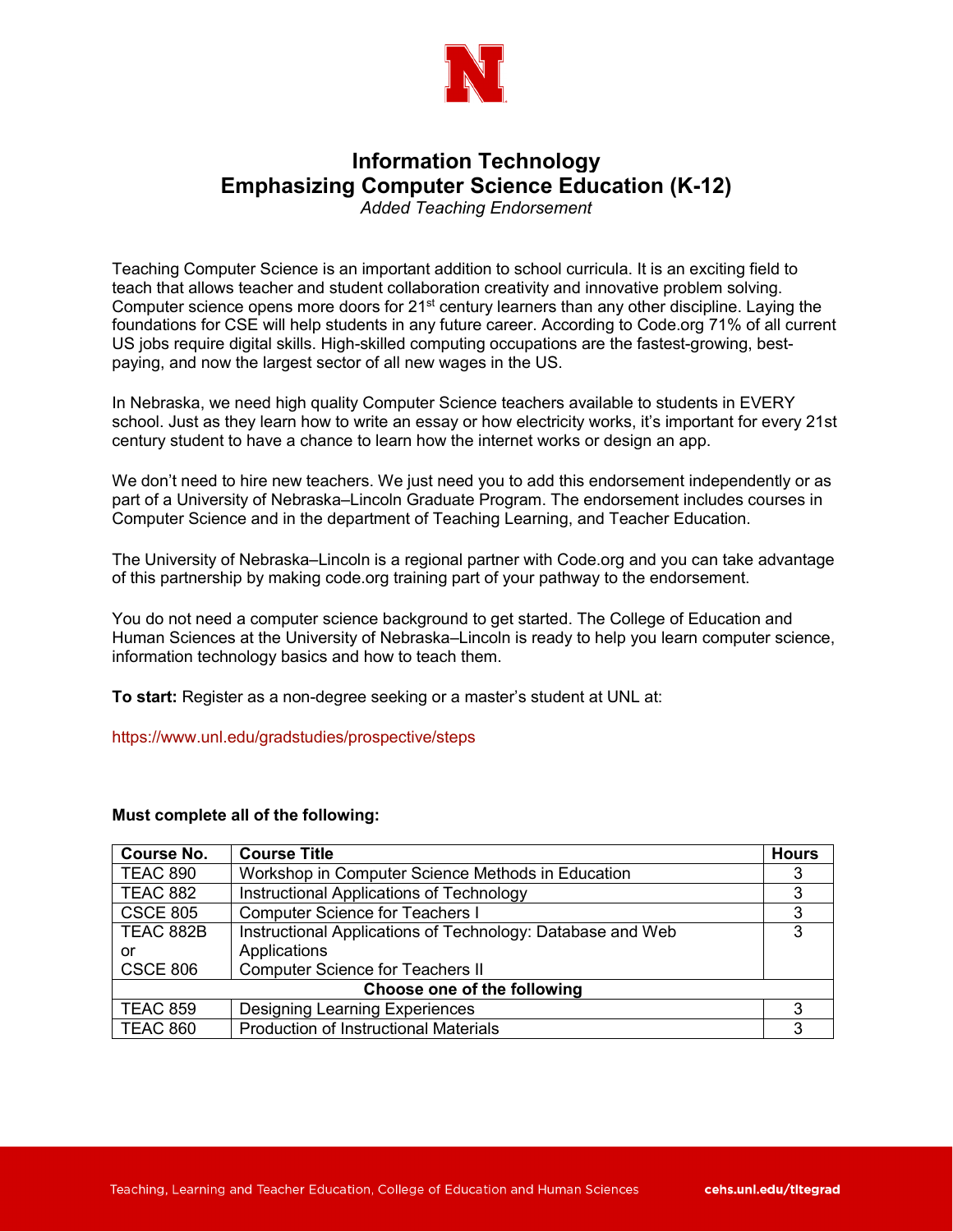# Information Technology
# Emphasizing Computer Science Education (K-12)

*Added Teaching Endorsement*

Teaching Computer Science is an important addition to school curricula. It is an exciting field to teach that allows teacher and student collaboration creativity and innovative problem solving. Computer science opens more doors for 21st century learners than any other discipline. Laying the foundations for CSE will help students in any future career. According to Code.org 71% of all current US jobs require digital skills. High-skilled computing occupations are the fastest-growing, best-paying, and now the largest sector of all new wages in the US.

In Nebraska, we need high quality Computer Science teachers available to students in EVERY school. Just as they learn how to write an essay or how electricity works, it's important for every 21st century student to have a chance to learn how the internet works or design an app.

We don't need to hire new teachers. We just need you to add this endorsement independently or as part of a University of Nebraska–Lincoln Graduate Program. The endorsement includes courses in Computer Science and in the department of Teaching Learning, and Teacher Education.

The University of Nebraska–Lincoln is a regional partner with Code.org and you can take advantage of this partnership by making code.org training part of your pathway to the endorsement.

You do not need a computer science background to get started. The College of Education and Human Sciences at the University of Nebraska–Lincoln is ready to help you learn computer science, information technology basics and how to teach them.

**To start:** Register as a non-degree seeking or a master's student at UNL at:

https://www.unl.edu/gradstudies/prospective/steps

**Must complete all of the following:**

| Course No. | Course Title | Hours |
|---|---|---|
| TEAC 890 | Workshop in Computer Science Methods in Education | 3 |
| TEAC 882 | Instructional Applications of Technology | 3 |
| CSCE 805 | Computer Science for Teachers I | 3 |
| TEAC 882B or CSCE 806 | Instructional Applications of Technology: Database and Web Applications / Computer Science for Teachers II | 3 |
| **Choose one of the following** | | |
| TEAC 859 | Designing Learning Experiences | 3 |
| TEAC 860 | Production of Instructional Materials | 3 |

Teaching, Learning and Teacher Education, College of Education and Human Sciences **cehs.unl.edu/tltegrad**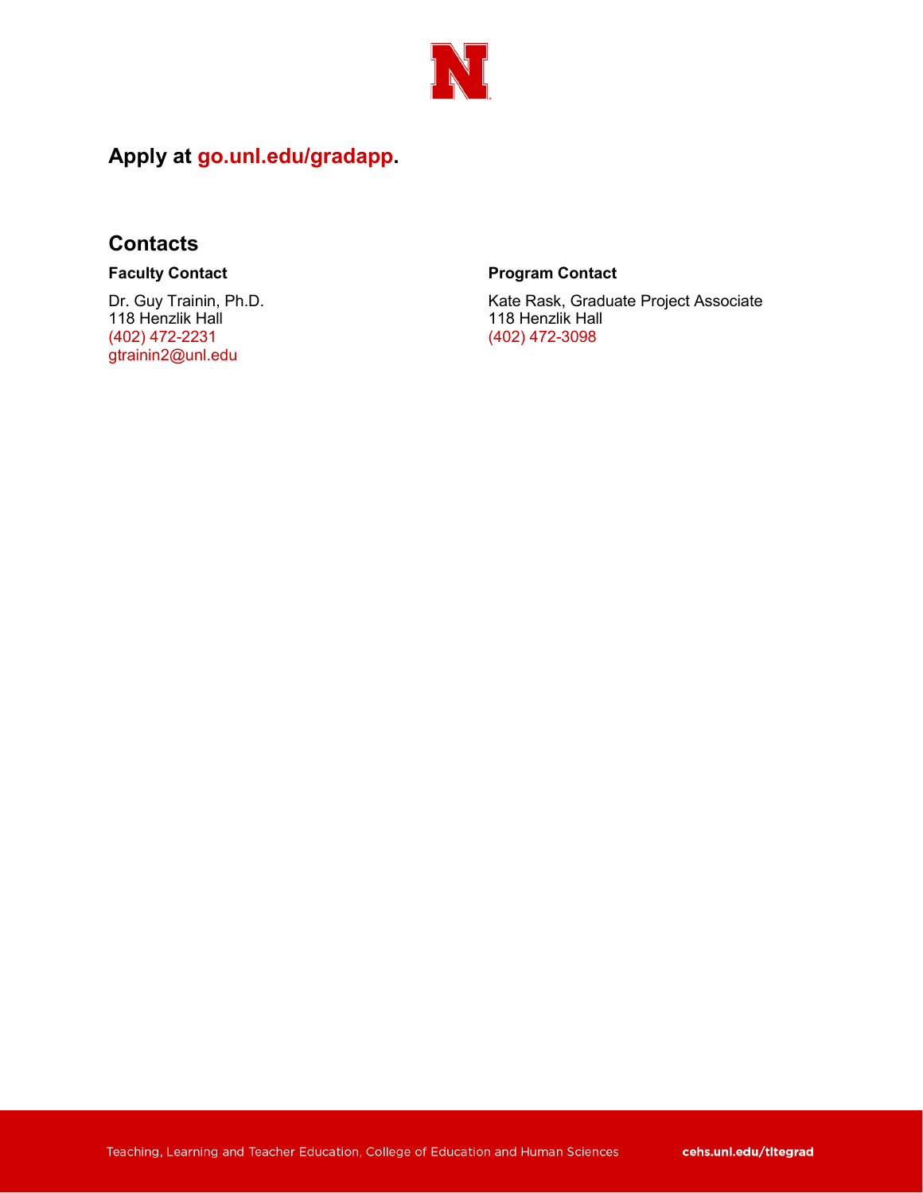## Apply at go.unl.edu/gradapp.

## Contacts

### Faculty Contact

Dr. Guy Trainin, Ph.D.
118 Henzlik Hall
(402) 472-2231
gtrainin2@unl.edu

### Program Contact

Kate Rask, Graduate Project Associate
118 Henzlik Hall
(402) 472-3098

Teaching, Learning and Teacher Education, College of Education and Human Sciences

**cehs.unl.edu/tltegrad**